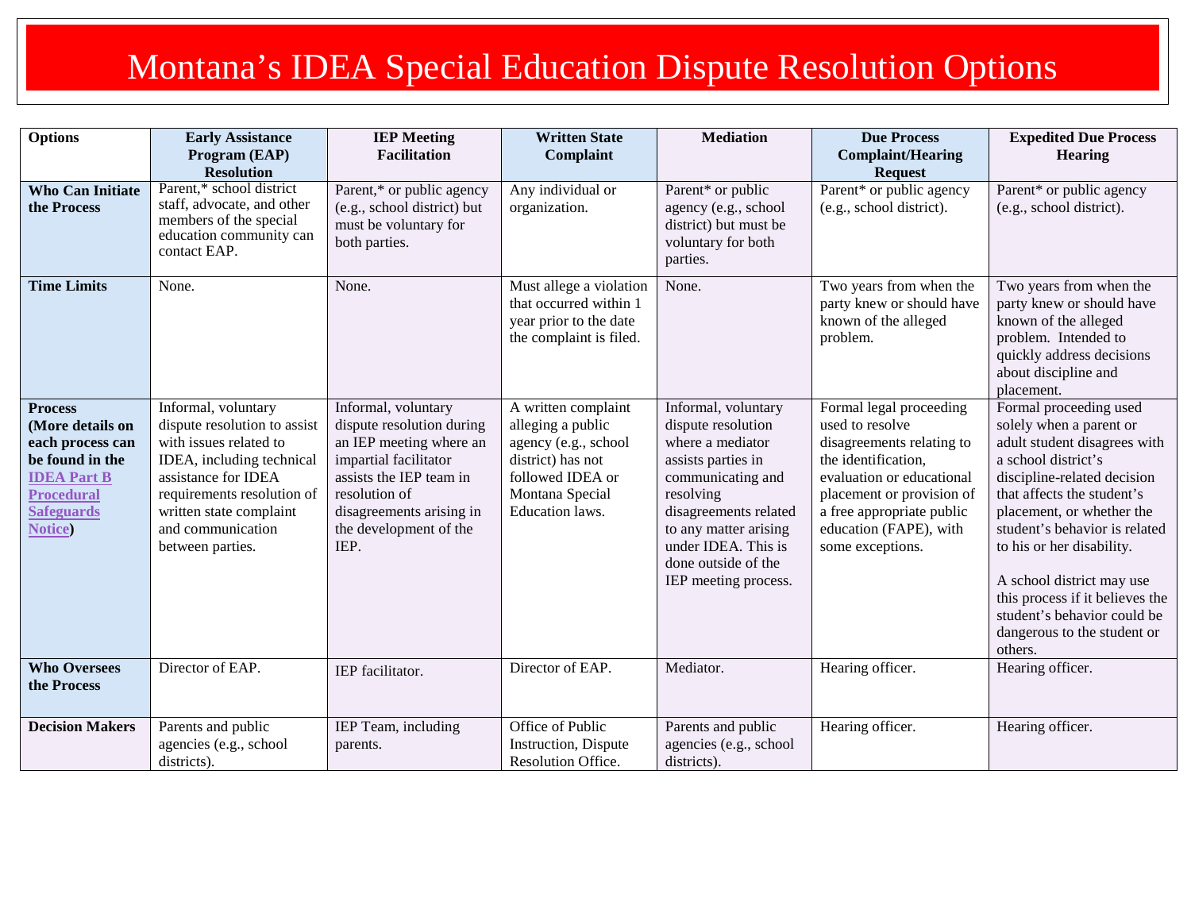# Montana's IDEA Special Education Dispute Resolution Options

| Options | Early Assistance Program (EAP) Resolution | IEP Meeting Facilitation | Written State Complaint | Mediation | Due Process Complaint/Hearing Request | Expedited Due Process Hearing |
|---|---|---|---|---|---|---|
| **Who Can Initiate the Process** | Parent,* school district staff, advocate, and other members of the special education community can contact EAP. | Parent,* or public agency (e.g., school district) but must be voluntary for both parties. | Any individual or organization. | Parent* or public agency (e.g., school district) but must be voluntary for both parties. | Parent* or public agency (e.g., school district). | Parent* or public agency (e.g., school district). |
| **Time Limits** | None. | None. | Must allege a violation that occurred within 1 year prior to the date the complaint is filed. | None. | Two years from when the party knew or should have known of the alleged problem. | Two years from when the party knew or should have known of the alleged problem. Intended to quickly address decisions about discipline and placement. |
| **Process (More details on each process can be found in the IDEA Part B Procedural Safeguards Notice)** | Informal, voluntary dispute resolution to assist with issues related to IDEA, including technical assistance for IDEA requirements resolution of written state complaint and communication between parties. | Informal, voluntary dispute resolution during an IEP meeting where an impartial facilitator assists the IEP team in resolution of disagreements arising in the development of the IEP. | A written complaint alleging a public agency (e.g., school district) has not followed IDEA or Montana Special Education laws. | Informal, voluntary dispute resolution where a mediator assists parties in communicating and resolving disagreements related to any matter arising under IDEA. This is done outside of the IEP meeting process. | Formal legal proceeding used to resolve disagreements relating to the identification, evaluation or educational placement or provision of a free appropriate public education (FAPE), with some exceptions. | Formal proceeding used solely when a parent or adult student disagrees with a school district's discipline-related decision that affects the student's placement, or whether the student's behavior is related to his or her disability.<br><br>A school district may use this process if it believes the student's behavior could be dangerous to the student or others. |
| **Who Oversees the Process** | Director of EAP. | IEP facilitator. | Director of EAP. | Mediator. | Hearing officer. | Hearing officer. |
| **Decision Makers** | Parents and public agencies (e.g., school districts). | IEP Team, including parents. | Office of Public Instruction, Dispute Resolution Office. | Parents and public agencies (e.g., school districts). | Hearing officer. | Hearing officer. |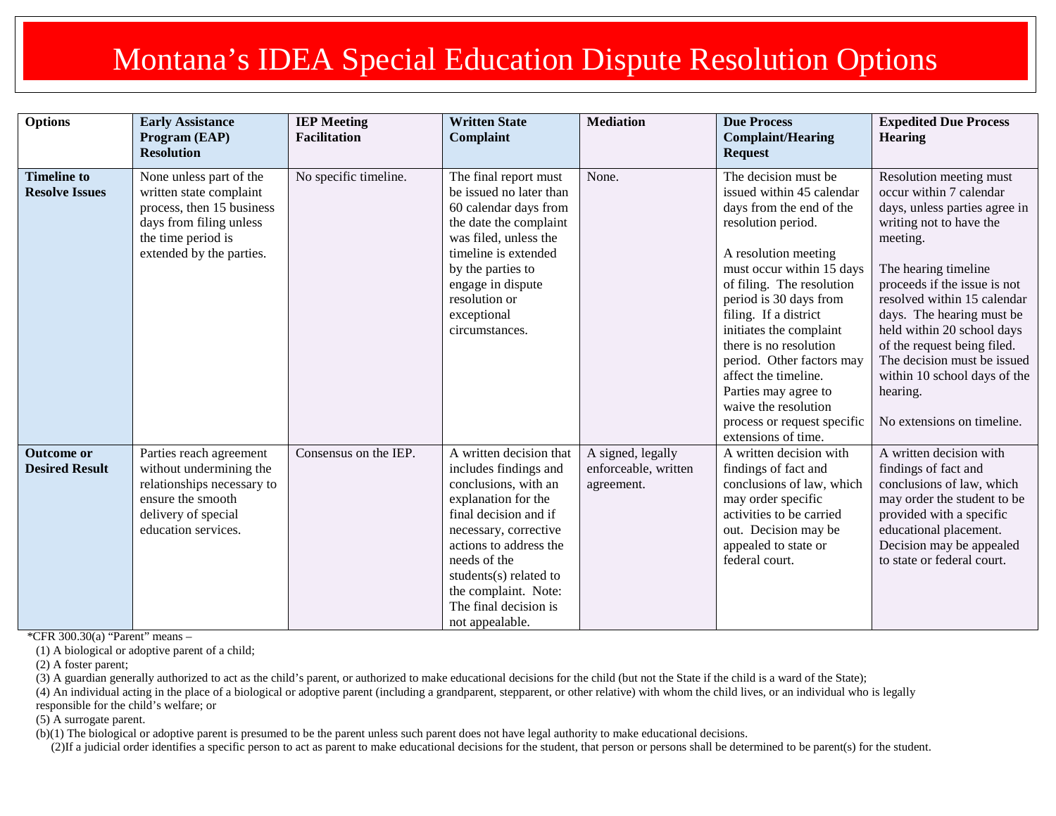# Montana's IDEA Special Education Dispute Resolution Options

| Options | Early Assistance Program (EAP) Resolution | IEP Meeting Facilitation | Written State Complaint | Mediation | Due Process Complaint/Hearing Request | Expedited Due Process Hearing |
|---|---|---|---|---|---|---|
| **Timeline to Resolve Issues** | None unless part of the written state complaint process, then 15 business days from filing unless the time period is extended by the parties. | No specific timeline. | The final report must be issued no later than 60 calendar days from the date the complaint was filed, unless the timeline is extended by the parties to engage in dispute resolution or exceptional circumstances. | None. | The decision must be issued within 45 calendar days from the end of the resolution period.<br><br>A resolution meeting must occur within 15 days of filing. The resolution period is 30 days from filing. If a district initiates the complaint there is no resolution period. Other factors may affect the timeline. Parties may agree to waive the resolution process or request specific extensions of time. | Resolution meeting must occur within 7 calendar days, unless parties agree in writing not to have the meeting.<br><br>The hearing timeline proceeds if the issue is not resolved within 15 calendar days. The hearing must be held within 20 school days of the request being filed. The decision must be issued within 10 school days of the hearing.<br><br>No extensions on timeline. |
| **Outcome or Desired Result** | Parties reach agreement without undermining the relationships necessary to ensure the smooth delivery of special education services. | Consensus on the IEP. | A written decision that includes findings and conclusions, with an explanation for the final decision and if necessary, corrective actions to address the needs of the students(s) related to the complaint. Note: The final decision is not appealable. | A signed, legally enforceable, written agreement. | A written decision with findings of fact and conclusions of law, which may order specific activities to be carried out. Decision may be appealed to state or federal court. | A written decision with findings of fact and conclusions of law, which may order the student to be provided with a specific educational placement. Decision may be appealed to state or federal court. |

*CFR 300.30(a) "Parent" means –

(1) A biological or adoptive parent of a child;

(2) A foster parent;

(3) A guardian generally authorized to act as the child's parent, or authorized to make educational decisions for the child (but not the State if the child is a ward of the State);

(4) An individual acting in the place of a biological or adoptive parent (including a grandparent, stepparent, or other relative) with whom the child lives, or an individual who is legally responsible for the child's welfare; or

(5) A surrogate parent.

(b)(1) The biological or adoptive parent is presumed to be the parent unless such parent does not have legal authority to make educational decisions.

(2)If a judicial order identifies a specific person to act as parent to make educational decisions for the student, that person or persons shall be determined to be parent(s) for the student.